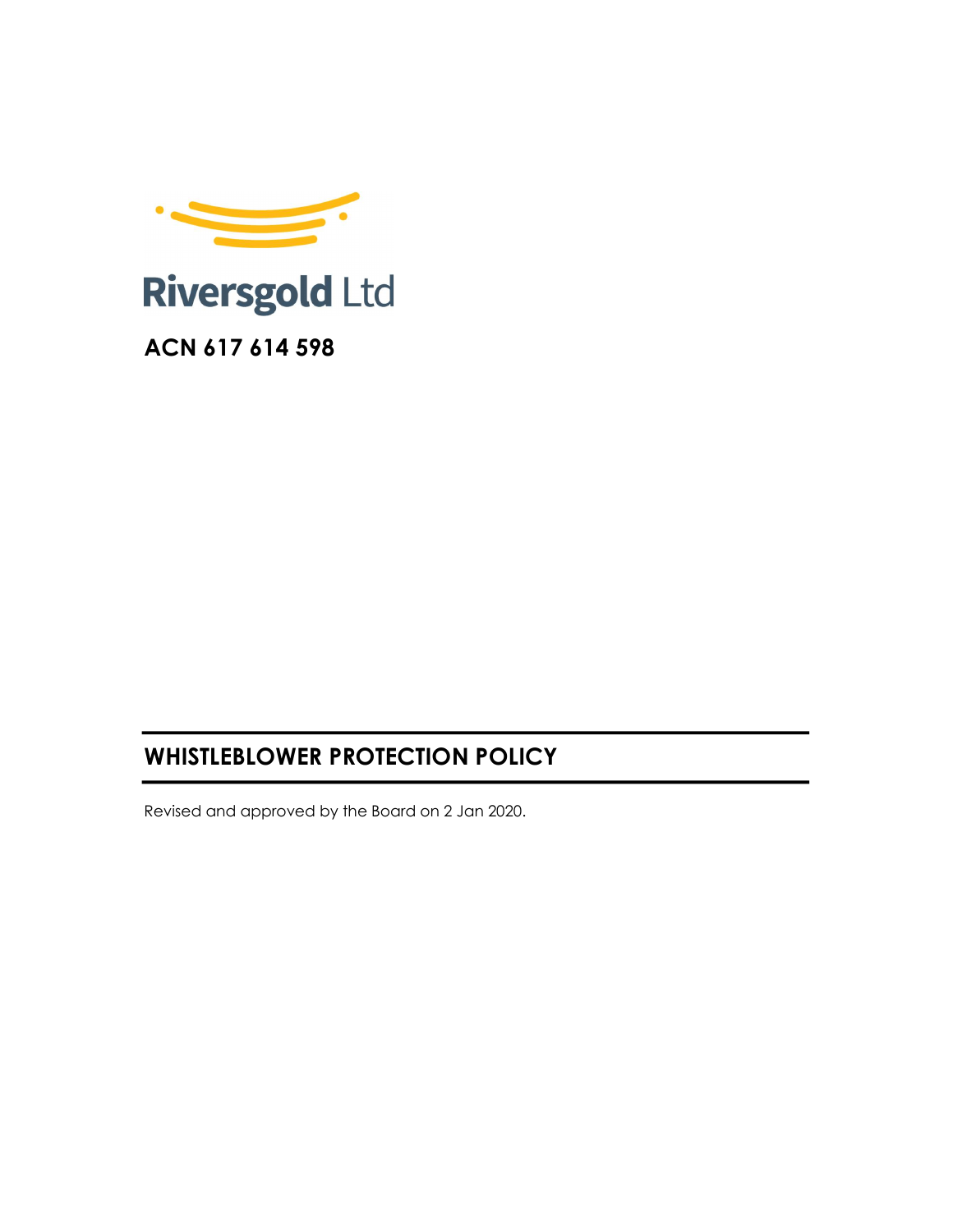Riversgold Ltd

**ACN 617 614 598**

# WHISTLEBLOWER PROTECTION POLICY

Revised and approved by the Board on 2 Jan 2020.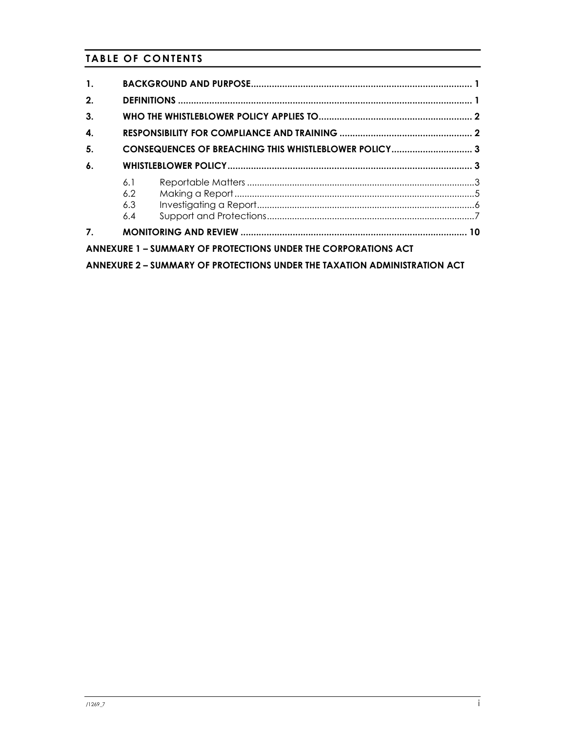## TABLE OF CONTENTS

| | | |
|---|---|---|
| **1.** | **BACKGROUND AND PURPOSE** | **1** |
| **2.** | **DEFINITIONS** | **1** |
| **3.** | **WHO THE WHISTLEBLOWER POLICY APPLIES TO** | **2** |
| **4.** | **RESPONSIBILITY FOR COMPLIANCE AND TRAINING** | **2** |
| **5.** | **CONSEQUENCES OF BREACHING THIS WHISTLEBLOWER POLICY** | **3** |
| **6.** | **WHISTLEBLOWER POLICY** | **3** |
| | 6.1 Reportable Matters | 3 |
| | 6.2 Making a Report | 5 |
| | 6.3 Investigating a Report | 6 |
| | 6.4 Support and Protections | 7 |
| **7.** | **MONITORING AND REVIEW** | **10** |

**ANNEXURE 1 – SUMMARY OF PROTECTIONS UNDER THE CORPORATIONS ACT**

**ANNEXURE 2 – SUMMARY OF PROTECTIONS UNDER THE TAXATION ADMINISTRATION ACT**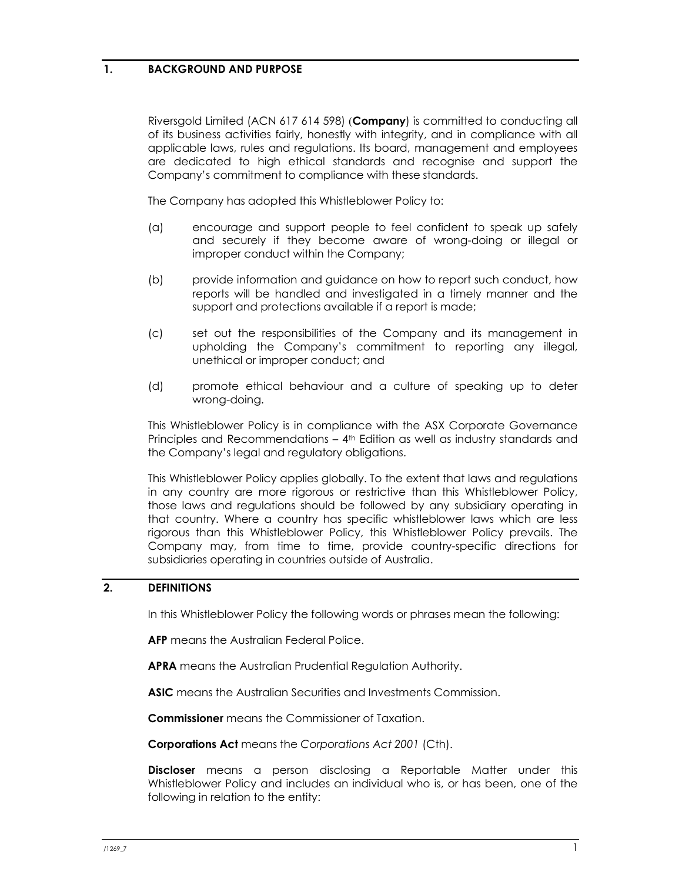## 1. BACKGROUND AND PURPOSE

Riversgold Limited (ACN 617 614 598) (**Company**) is committed to conducting all of its business activities fairly, honestly with integrity, and in compliance with all applicable laws, rules and regulations. Its board, management and employees are dedicated to high ethical standards and recognise and support the Company's commitment to compliance with these standards.

The Company has adopted this Whistleblower Policy to:

(a) encourage and support people to feel confident to speak up safely and securely if they become aware of wrong-doing or illegal or improper conduct within the Company;

(b) provide information and guidance on how to report such conduct, how reports will be handled and investigated in a timely manner and the support and protections available if a report is made;

(c) set out the responsibilities of the Company and its management in upholding the Company's commitment to reporting any illegal, unethical or improper conduct; and

(d) promote ethical behaviour and a culture of speaking up to deter wrong-doing.

This Whistleblower Policy is in compliance with the ASX Corporate Governance Principles and Recommendations – 4th Edition as well as industry standards and the Company's legal and regulatory obligations.

This Whistleblower Policy applies globally. To the extent that laws and regulations in any country are more rigorous or restrictive than this Whistleblower Policy, those laws and regulations should be followed by any subsidiary operating in that country. Where a country has specific whistleblower laws which are less rigorous than this Whistleblower Policy, this Whistleblower Policy prevails. The Company may, from time to time, provide country-specific directions for subsidiaries operating in countries outside of Australia.

## 2. DEFINITIONS

In this Whistleblower Policy the following words or phrases mean the following:

**AFP** means the Australian Federal Police.

**APRA** means the Australian Prudential Regulation Authority.

**ASIC** means the Australian Securities and Investments Commission.

**Commissioner** means the Commissioner of Taxation.

**Corporations Act** means the *Corporations Act 2001* (Cth).

**Discloser** means a person disclosing a Reportable Matter under this Whistleblower Policy and includes an individual who is, or has been, one of the following in relation to the entity: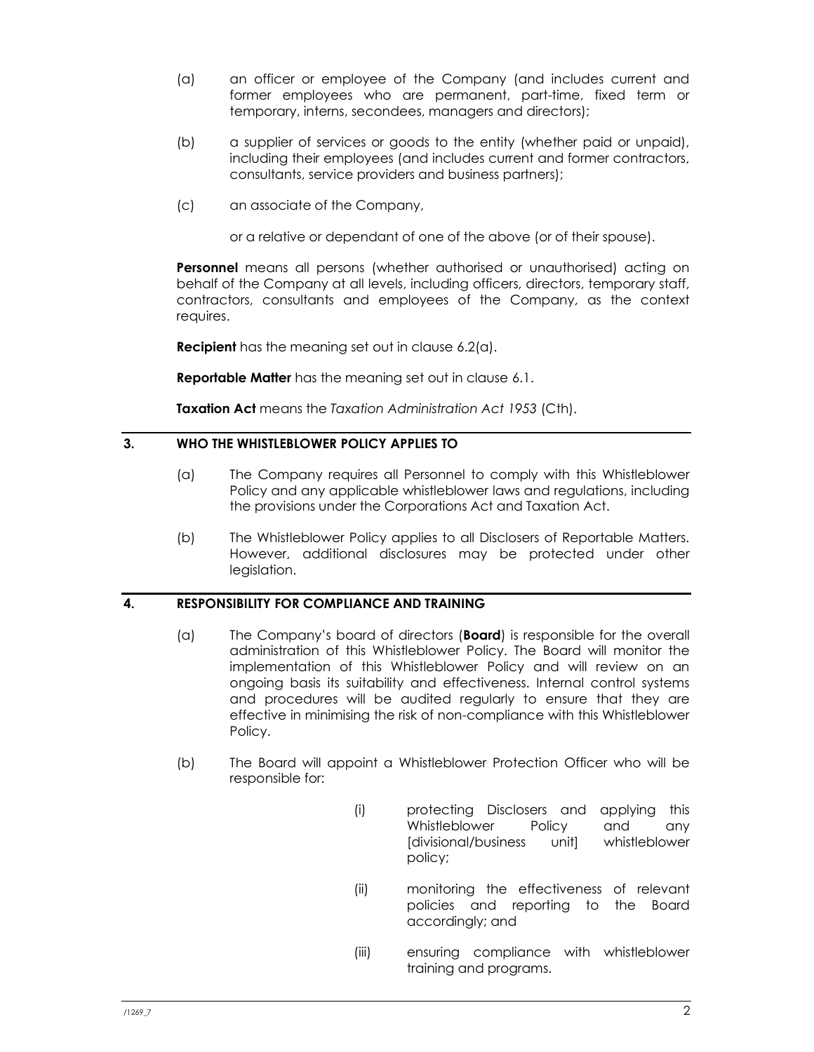(a) an officer or employee of the Company (and includes current and former employees who are permanent, part-time, fixed term or temporary, interns, secondees, managers and directors);

(b) a supplier of services or goods to the entity (whether paid or unpaid), including their employees (and includes current and former contractors, consultants, service providers and business partners);

(c) an associate of the Company,

or a relative or dependant of one of the above (or of their spouse).

**Personnel** means all persons (whether authorised or unauthorised) acting on behalf of the Company at all levels, including officers, directors, temporary staff, contractors, consultants and employees of the Company, as the context requires.

**Recipient** has the meaning set out in clause 6.2(a).

**Reportable Matter** has the meaning set out in clause 6.1.

**Taxation Act** means the *Taxation Administration Act 1953* (Cth).

## 3. WHO THE WHISTLEBLOWER POLICY APPLIES TO

(a) The Company requires all Personnel to comply with this Whistleblower Policy and any applicable whistleblower laws and regulations, including the provisions under the Corporations Act and Taxation Act.

(b) The Whistleblower Policy applies to all Disclosers of Reportable Matters. However, additional disclosures may be protected under other legislation.

## 4. RESPONSIBILITY FOR COMPLIANCE AND TRAINING

(a) The Company's board of directors (**Board**) is responsible for the overall administration of this Whistleblower Policy. The Board will monitor the implementation of this Whistleblower Policy and will review on an ongoing basis its suitability and effectiveness. Internal control systems and procedures will be audited regularly to ensure that they are effective in minimising the risk of non-compliance with this Whistleblower Policy.

(b) The Board will appoint a Whistleblower Protection Officer who will be responsible for:

(i) protecting Disclosers and applying this Whistleblower Policy and any [divisional/business unit] whistleblower policy;

(ii) monitoring the effectiveness of relevant policies and reporting to the Board accordingly; and

(iii) ensuring compliance with whistleblower training and programs.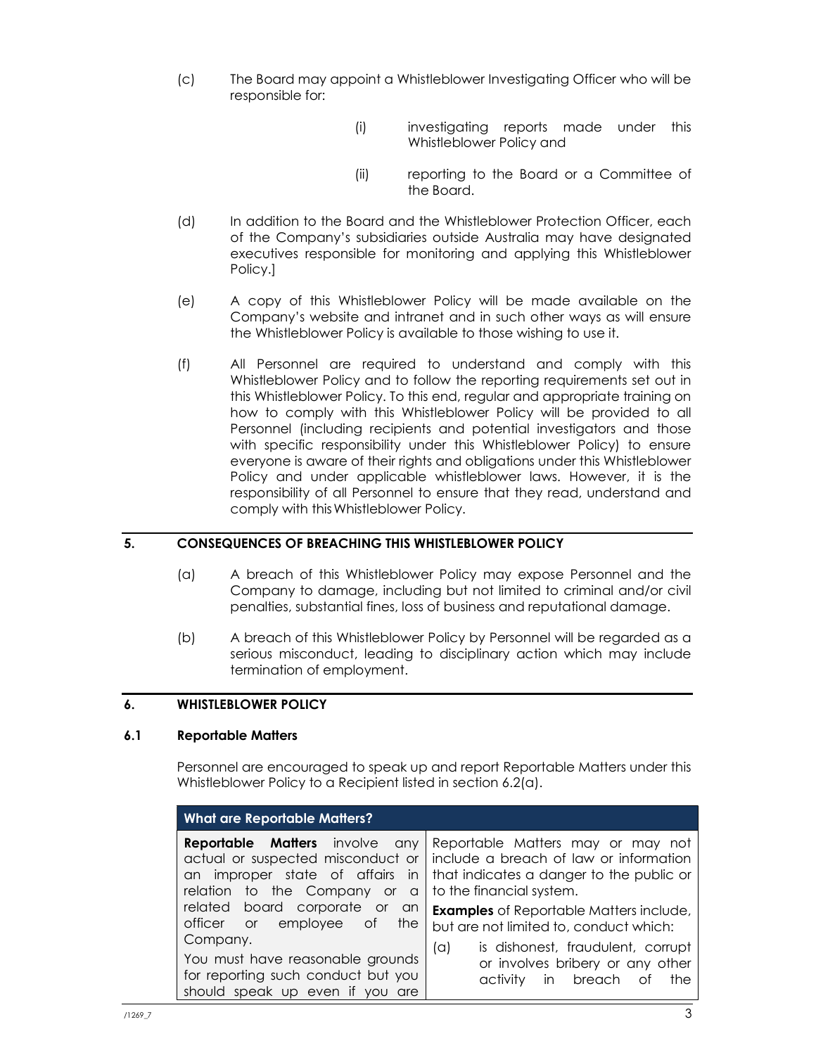(c) The Board may appoint a Whistleblower Investigating Officer who will be responsible for:

(i) investigating reports made under this Whistleblower Policy and

(ii) reporting to the Board or a Committee of the Board.

(d) In addition to the Board and the Whistleblower Protection Officer, each of the Company's subsidiaries outside Australia may have designated executives responsible for monitoring and applying this Whistleblower Policy.]

(e) A copy of this Whistleblower Policy will be made available on the Company's website and intranet and in such other ways as will ensure the Whistleblower Policy is available to those wishing to use it.

(f) All Personnel are required to understand and comply with this Whistleblower Policy and to follow the reporting requirements set out in this Whistleblower Policy. To this end, regular and appropriate training on how to comply with this Whistleblower Policy will be provided to all Personnel (including recipients and potential investigators and those with specific responsibility under this Whistleblower Policy) to ensure everyone is aware of their rights and obligations under this Whistleblower Policy and under applicable whistleblower laws. However, it is the responsibility of all Personnel to ensure that they read, understand and comply with this Whistleblower Policy.

## 5. CONSEQUENCES OF BREACHING THIS WHISTLEBLOWER POLICY

(a) A breach of this Whistleblower Policy may expose Personnel and the Company to damage, including but not limited to criminal and/or civil penalties, substantial fines, loss of business and reputational damage.

(b) A breach of this Whistleblower Policy by Personnel will be regarded as a serious misconduct, leading to disciplinary action which may include termination of employment.

## 6. WHISTLEBLOWER POLICY

### 6.1 Reportable Matters

Personnel are encouraged to speak up and report Reportable Matters under this Whistleblower Policy to a Recipient listed in section 6.2(a).

| What are Reportable Matters? | |
|---|---|
| **Reportable Matters** involve any actual or suspected misconduct or an improper state of affairs in relation to the Company or a related board corporate or an officer or employee of the Company.<br><br>You must have reasonable grounds for reporting such conduct but you should speak up even if you are | Reportable Matters may or may not include a breach of law or information that indicates a danger to the public or to the financial system.<br><br>**Examples** of Reportable Matters include, but are not limited to, conduct which:<br><br>(a) is dishonest, fraudulent, corrupt or involves bribery or any other activity in breach of the |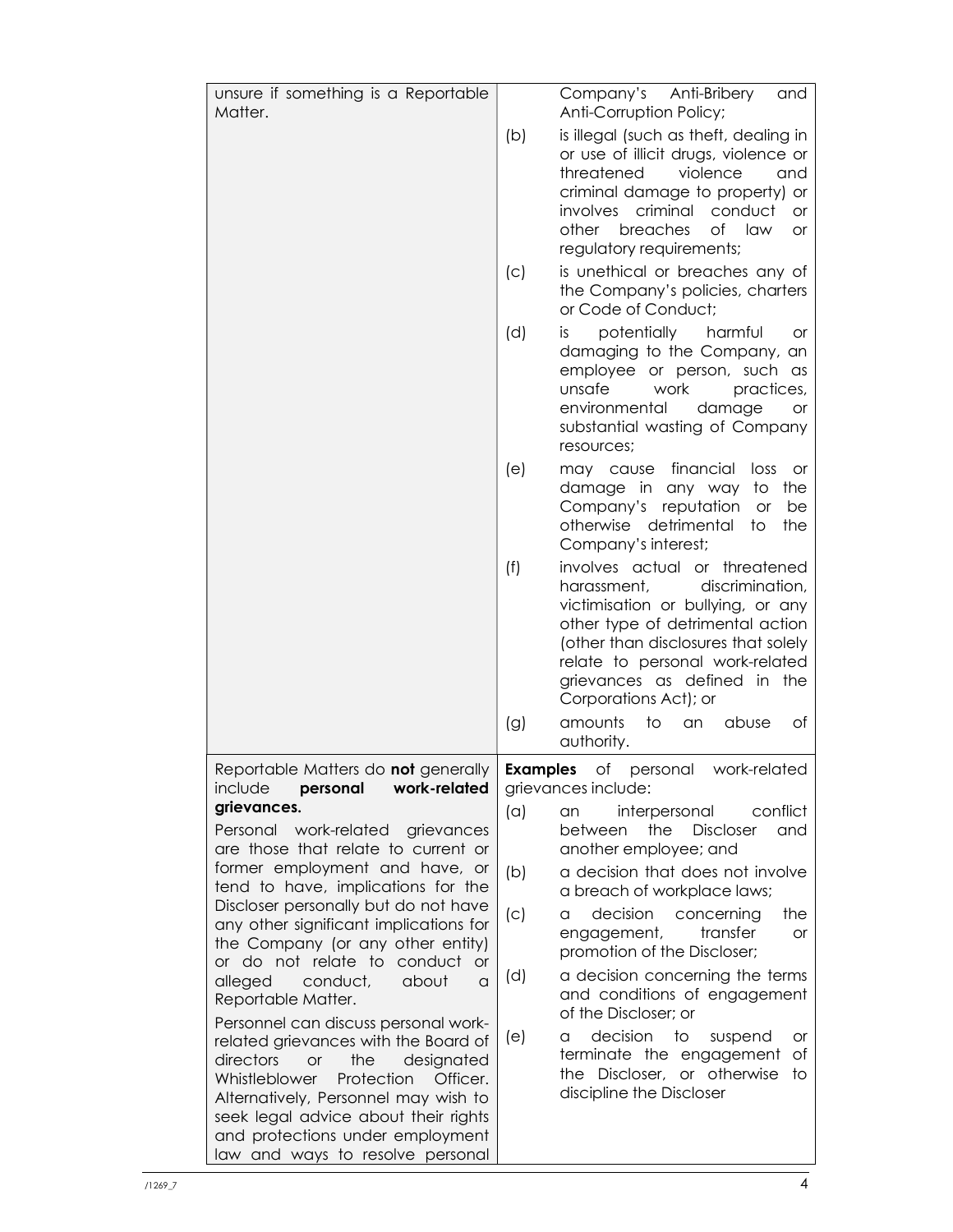| | |
|---|---|
| unsure if something is a Reportable Matter. | Company's Anti-Bribery and Anti-Corruption Policy;<br>(b) is illegal (such as theft, dealing in or use of illicit drugs, violence or threatened violence and criminal damage to property) or involves criminal conduct or other breaches of law or regulatory requirements;<br>(c) is unethical or breaches any of the Company's policies, charters or Code of Conduct;<br>(d) is potentially harmful or damaging to the Company, an employee or person, such as unsafe work practices, environmental damage or substantial wasting of Company resources;<br>(e) may cause financial loss or damage in any way to the Company's reputation or be otherwise detrimental to the Company's interest;<br>(f) involves actual or threatened harassment, discrimination, victimisation or bullying, or any other type of detrimental action (other than disclosures that solely relate to personal work-related grievances as defined in the Corporations Act); or<br>(g) amounts to an abuse of authority. |
| Reportable Matters do **not** generally include **personal work-related grievances.**<br>Personal work-related grievances are those that relate to current or former employment and have, or tend to have, implications for the Discloser personally but do not have any other significant implications for the Company (or any other entity) or do not relate to conduct or alleged conduct, about a Reportable Matter.<br>Personnel can discuss personal work-related grievances with the Board of directors or the designated Whistleblower Protection Officer. Alternatively, Personnel may wish to seek legal advice about their rights and protections under employment law and ways to resolve personal | **Examples** of personal work-related grievances include:<br>(a) an interpersonal conflict between the Discloser and another employee; and<br>(b) a decision that does not involve a breach of workplace laws;<br>(c) a decision concerning the engagement, transfer or promotion of the Discloser;<br>(d) a decision concerning the terms and conditions of engagement of the Discloser; or<br>(e) a decision to suspend or terminate the engagement of the Discloser, or otherwise to discipline the Discloser |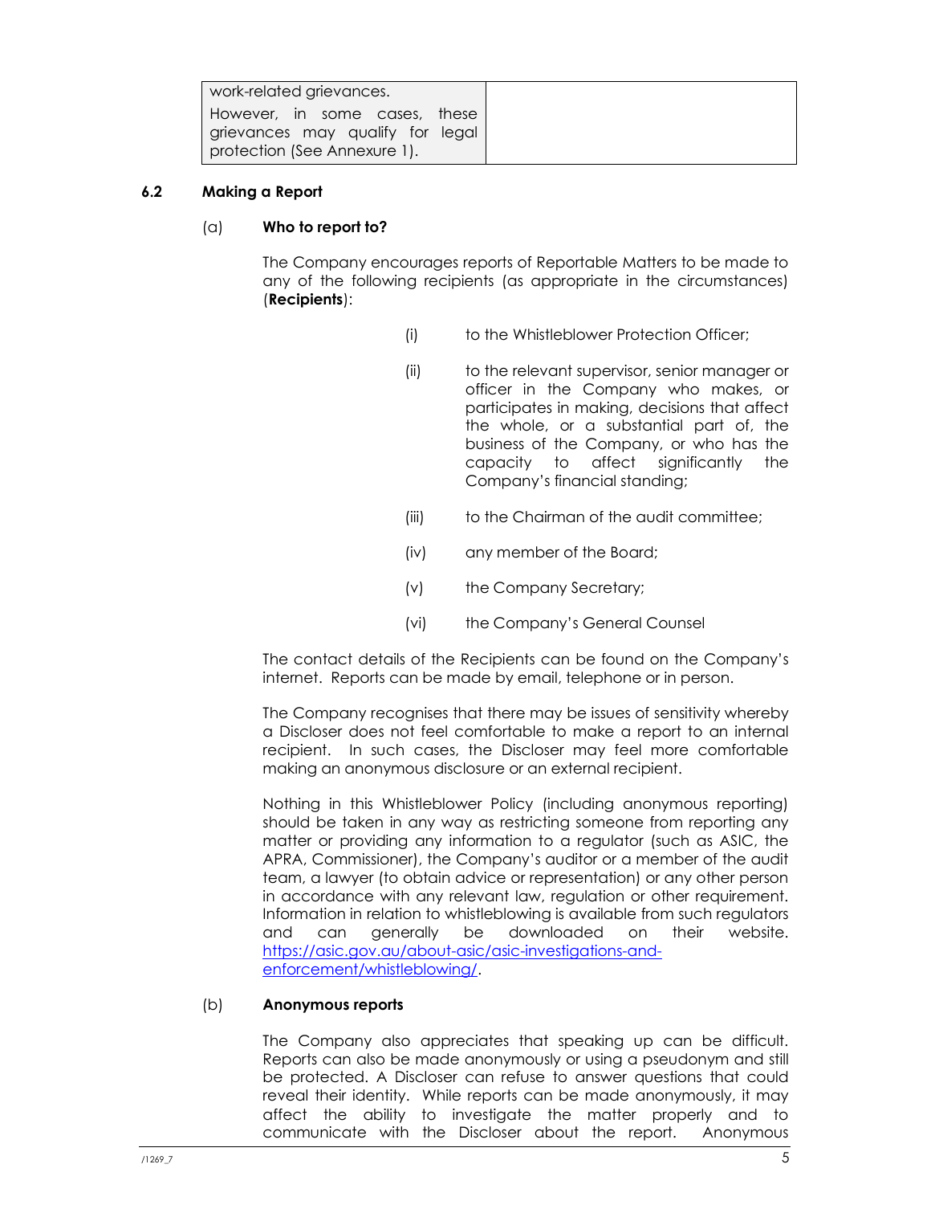| work-related grievances. However, in some cases, these grievances may qualify for legal protection (See Annexure 1). | |
|---|---|

### 6.2 Making a Report

#### (a) Who to report to?

The Company encourages reports of Reportable Matters to be made to any of the following recipients (as appropriate in the circumstances) (**Recipients**):

(i) to the Whistleblower Protection Officer;

(ii) to the relevant supervisor, senior manager or officer in the Company who makes, or participates in making, decisions that affect the whole, or a substantial part of, the business of the Company, or who has the capacity to affect significantly the Company's financial standing;

(iii) to the Chairman of the audit committee;

(iv) any member of the Board;

(v) the Company Secretary;

(vi) the Company's General Counsel

The contact details of the Recipients can be found on the Company's internet. Reports can be made by email, telephone or in person.

The Company recognises that there may be issues of sensitivity whereby a Discloser does not feel comfortable to make a report to an internal recipient. In such cases, the Discloser may feel more comfortable making an anonymous disclosure or an external recipient.

Nothing in this Whistleblower Policy (including anonymous reporting) should be taken in any way as restricting someone from reporting any matter or providing any information to a regulator (such as ASIC, the APRA, Commissioner), the Company's auditor or a member of the audit team, a lawyer (to obtain advice or representation) or any other person in accordance with any relevant law, regulation or other requirement. Information in relation to whistleblowing is available from such regulators and can generally be downloaded on their website. https://asic.gov.au/about-asic/asic-investigations-and-enforcement/whistleblowing/.

#### (b) Anonymous reports

The Company also appreciates that speaking up can be difficult. Reports can also be made anonymously or using a pseudonym and still be protected. A Discloser can refuse to answer questions that could reveal their identity. While reports can be made anonymously, it may affect the ability to investigate the matter properly and to communicate with the Discloser about the report. Anonymous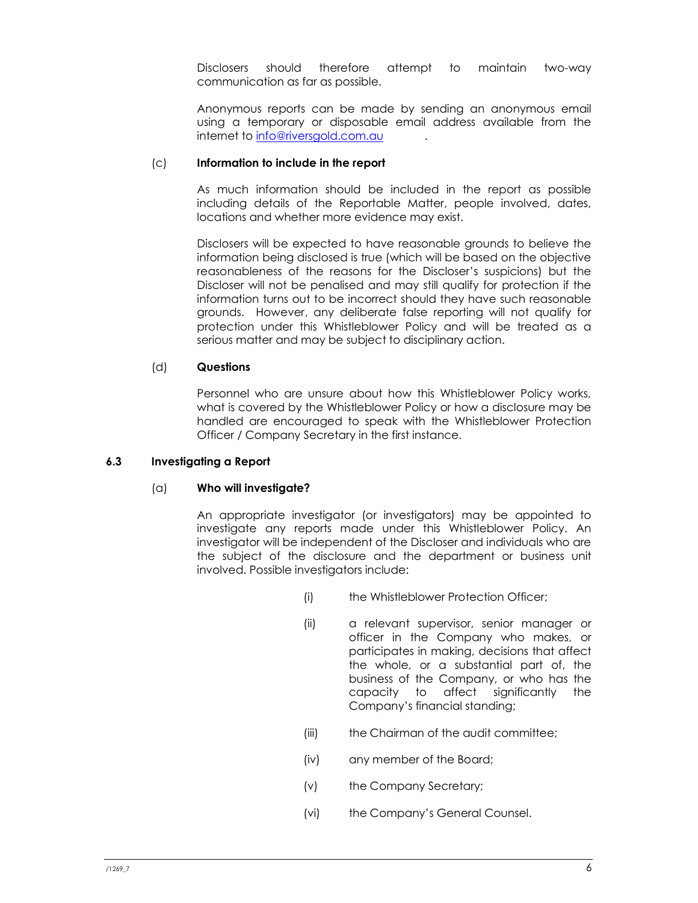Disclosers should therefore attempt to maintain two-way communication as far as possible.

Anonymous reports can be made by sending an anonymous email using a temporary or disposable email address available from the internet to [info@riversgold.com.au](mailto:info@riversgold.com.au) .

(c) **Information to include in the report**

As much information should be included in the report as possible including details of the Reportable Matter, people involved, dates, locations and whether more evidence may exist.

Disclosers will be expected to have reasonable grounds to believe the information being disclosed is true (which will be based on the objective reasonableness of the reasons for the Discloser's suspicions) but the Discloser will not be penalised and may still qualify for protection if the information turns out to be incorrect should they have such reasonable grounds. However, any deliberate false reporting will not qualify for protection under this Whistleblower Policy and will be treated as a serious matter and may be subject to disciplinary action.

(d) **Questions**

Personnel who are unsure about how this Whistleblower Policy works, what is covered by the Whistleblower Policy or how a disclosure may be handled are encouraged to speak with the Whistleblower Protection Officer / Company Secretary in the first instance.

### 6.3 Investigating a Report

(a) **Who will investigate?**

An appropriate investigator (or investigators) may be appointed to investigate any reports made under this Whistleblower Policy. An investigator will be independent of the Discloser and individuals who are the subject of the disclosure and the department or business unit involved. Possible investigators include:

(i) the Whistleblower Protection Officer;

(ii) a relevant supervisor, senior manager or officer in the Company who makes, or participates in making, decisions that affect the whole, or a substantial part of, the business of the Company, or who has the capacity to affect significantly the Company's financial standing;

(iii) the Chairman of the audit committee;

(iv) any member of the Board;

(v) the Company Secretary;

(vi) the Company's General Counsel.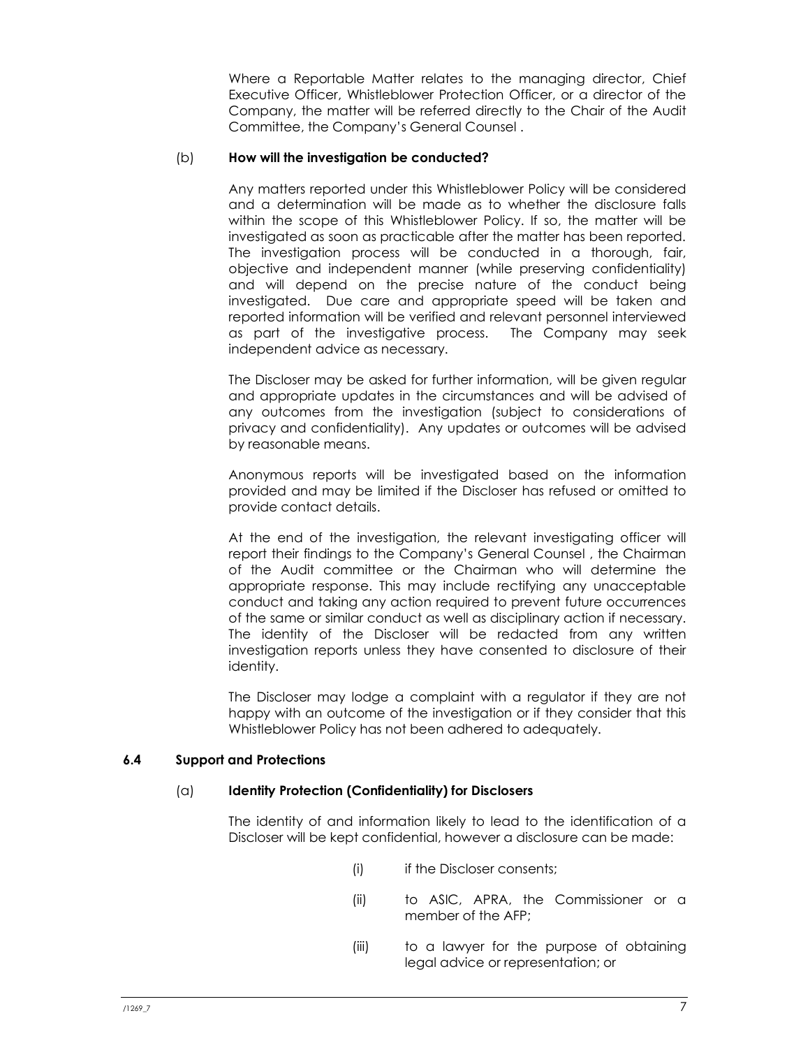Where a Reportable Matter relates to the managing director, Chief Executive Officer, Whistleblower Protection Officer, or a director of the Company, the matter will be referred directly to the Chair of the Audit Committee, the Company's General Counsel .

(b) **How will the investigation be conducted?**

Any matters reported under this Whistleblower Policy will be considered and a determination will be made as to whether the disclosure falls within the scope of this Whistleblower Policy. If so, the matter will be investigated as soon as practicable after the matter has been reported. The investigation process will be conducted in a thorough, fair, objective and independent manner (while preserving confidentiality) and will depend on the precise nature of the conduct being investigated. Due care and appropriate speed will be taken and reported information will be verified and relevant personnel interviewed as part of the investigative process. The Company may seek independent advice as necessary.

The Discloser may be asked for further information, will be given regular and appropriate updates in the circumstances and will be advised of any outcomes from the investigation (subject to considerations of privacy and confidentiality). Any updates or outcomes will be advised by reasonable means.

Anonymous reports will be investigated based on the information provided and may be limited if the Discloser has refused or omitted to provide contact details.

At the end of the investigation, the relevant investigating officer will report their findings to the Company's General Counsel , the Chairman of the Audit committee or the Chairman who will determine the appropriate response. This may include rectifying any unacceptable conduct and taking any action required to prevent future occurrences of the same or similar conduct as well as disciplinary action if necessary. The identity of the Discloser will be redacted from any written investigation reports unless they have consented to disclosure of their identity.

The Discloser may lodge a complaint with a regulator if they are not happy with an outcome of the investigation or if they consider that this Whistleblower Policy has not been adhered to adequately.

### 6.4 Support and Protections

(a) **Identity Protection (Confidentiality) for Disclosers**

The identity of and information likely to lead to the identification of a Discloser will be kept confidential, however a disclosure can be made:

(i) if the Discloser consents;

(ii) to ASIC, APRA, the Commissioner or a member of the AFP;

(iii) to a lawyer for the purpose of obtaining legal advice or representation; or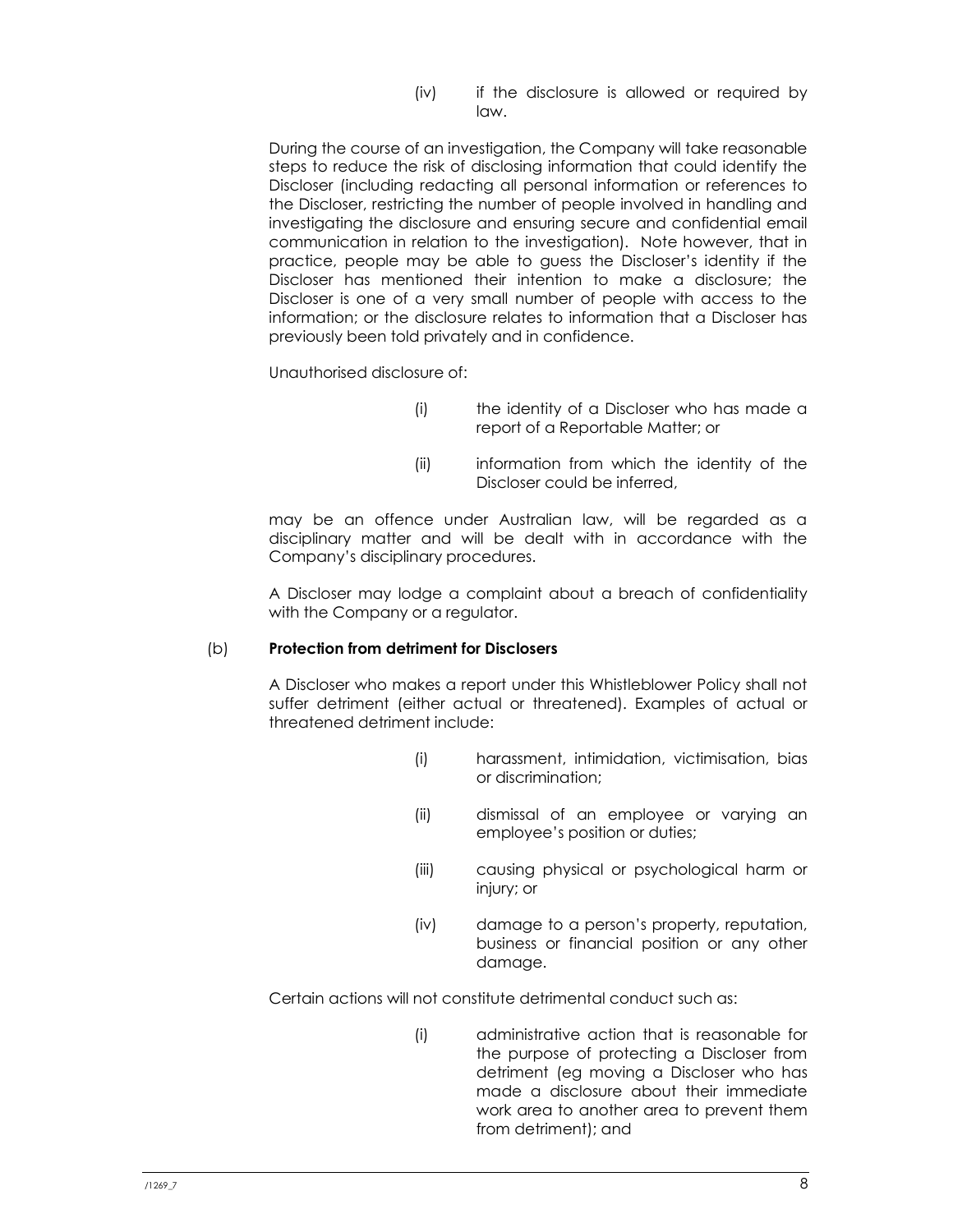(iv) if the disclosure is allowed or required by law.

During the course of an investigation, the Company will take reasonable steps to reduce the risk of disclosing information that could identify the Discloser (including redacting all personal information or references to the Discloser, restricting the number of people involved in handling and investigating the disclosure and ensuring secure and confidential email communication in relation to the investigation). Note however, that in practice, people may be able to guess the Discloser's identity if the Discloser has mentioned their intention to make a disclosure; the Discloser is one of a very small number of people with access to the information; or the disclosure relates to information that a Discloser has previously been told privately and in confidence.

Unauthorised disclosure of:

(i) the identity of a Discloser who has made a report of a Reportable Matter; or

(ii) information from which the identity of the Discloser could be inferred,

may be an offence under Australian law, will be regarded as a disciplinary matter and will be dealt with in accordance with the Company's disciplinary procedures.

A Discloser may lodge a complaint about a breach of confidentiality with the Company or a regulator.

(b) **Protection from detriment for Disclosers**

A Discloser who makes a report under this Whistleblower Policy shall not suffer detriment (either actual or threatened). Examples of actual or threatened detriment include:

(i) harassment, intimidation, victimisation, bias or discrimination;

(ii) dismissal of an employee or varying an employee's position or duties;

(iii) causing physical or psychological harm or injury; or

(iv) damage to a person's property, reputation, business or financial position or any other damage.

Certain actions will not constitute detrimental conduct such as:

(i) administrative action that is reasonable for the purpose of protecting a Discloser from detriment (eg moving a Discloser who has made a disclosure about their immediate work area to another area to prevent them from detriment); and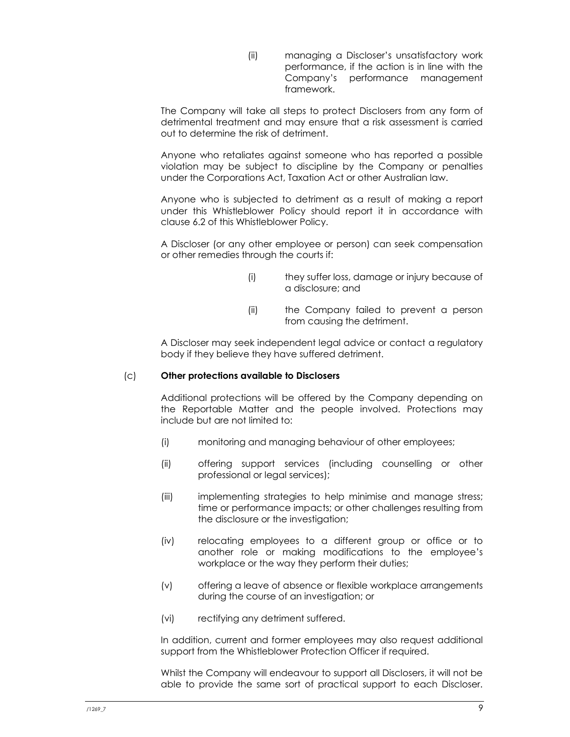(ii) managing a Discloser's unsatisfactory work performance, if the action is in line with the Company's performance management framework.

The Company will take all steps to protect Disclosers from any form of detrimental treatment and may ensure that a risk assessment is carried out to determine the risk of detriment.

Anyone who retaliates against someone who has reported a possible violation may be subject to discipline by the Company or penalties under the Corporations Act, Taxation Act or other Australian law.

Anyone who is subjected to detriment as a result of making a report under this Whistleblower Policy should report it in accordance with clause 6.2 of this Whistleblower Policy.

A Discloser (or any other employee or person) can seek compensation or other remedies through the courts if:

(i) they suffer loss, damage or injury because of a disclosure; and

(ii) the Company failed to prevent a person from causing the detriment.

A Discloser may seek independent legal advice or contact a regulatory body if they believe they have suffered detriment.

(c) **Other protections available to Disclosers**

Additional protections will be offered by the Company depending on the Reportable Matter and the people involved. Protections may include but are not limited to:

(i) monitoring and managing behaviour of other employees;

(ii) offering support services (including counselling or other professional or legal services);

(iii) implementing strategies to help minimise and manage stress; time or performance impacts; or other challenges resulting from the disclosure or the investigation;

(iv) relocating employees to a different group or office or to another role or making modifications to the employee's workplace or the way they perform their duties;

(v) offering a leave of absence or flexible workplace arrangements during the course of an investigation; or

(vi) rectifying any detriment suffered.

In addition, current and former employees may also request additional support from the Whistleblower Protection Officer if required.

Whilst the Company will endeavour to support all Disclosers, it will not be able to provide the same sort of practical support to each Discloser.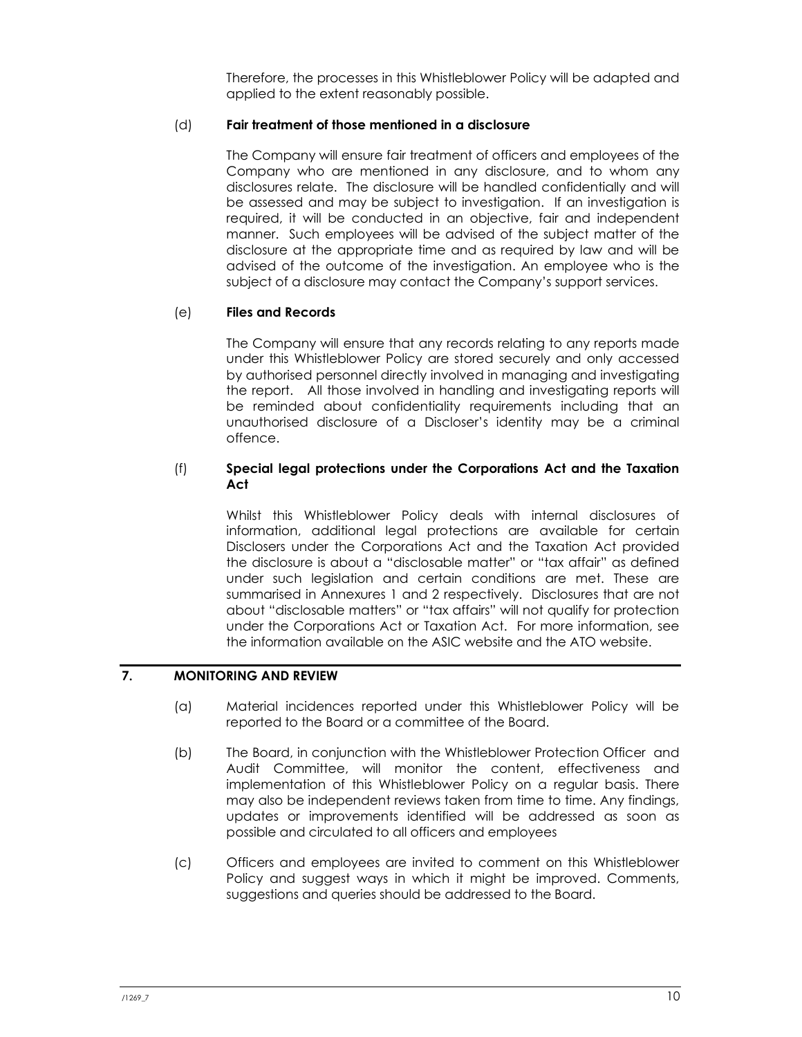Therefore, the processes in this Whistleblower Policy will be adapted and applied to the extent reasonably possible.

(d) **Fair treatment of those mentioned in a disclosure**

The Company will ensure fair treatment of officers and employees of the Company who are mentioned in any disclosure, and to whom any disclosures relate. The disclosure will be handled confidentially and will be assessed and may be subject to investigation. If an investigation is required, it will be conducted in an objective, fair and independent manner. Such employees will be advised of the subject matter of the disclosure at the appropriate time and as required by law and will be advised of the outcome of the investigation. An employee who is the subject of a disclosure may contact the Company's support services.

(e) **Files and Records**

The Company will ensure that any records relating to any reports made under this Whistleblower Policy are stored securely and only accessed by authorised personnel directly involved in managing and investigating the report. All those involved in handling and investigating reports will be reminded about confidentiality requirements including that an unauthorised disclosure of a Discloser's identity may be a criminal offence.

(f) **Special legal protections under the Corporations Act and the Taxation Act**

Whilst this Whistleblower Policy deals with internal disclosures of information, additional legal protections are available for certain Disclosers under the Corporations Act and the Taxation Act provided the disclosure is about a "disclosable matter" or "tax affair" as defined under such legislation and certain conditions are met. These are summarised in Annexures 1 and 2 respectively. Disclosures that are not about "disclosable matters" or "tax affairs" will not qualify for protection under the Corporations Act or Taxation Act. For more information, see the information available on the ASIC website and the ATO website.

## 7. MONITORING AND REVIEW

(a) Material incidences reported under this Whistleblower Policy will be reported to the Board or a committee of the Board.

(b) The Board, in conjunction with the Whistleblower Protection Officer and Audit Committee, will monitor the content, effectiveness and implementation of this Whistleblower Policy on a regular basis. There may also be independent reviews taken from time to time. Any findings, updates or improvements identified will be addressed as soon as possible and circulated to all officers and employees

(c) Officers and employees are invited to comment on this Whistleblower Policy and suggest ways in which it might be improved. Comments, suggestions and queries should be addressed to the Board.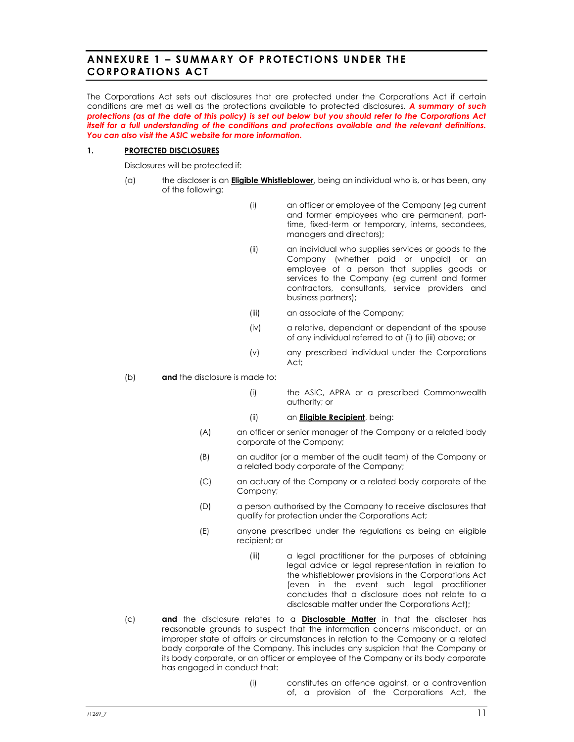## ANNEXURE 1 – SUMMARY OF PROTECTIONS UNDER THE CORPORATIONS ACT

The Corporations Act sets out disclosures that are protected under the Corporations Act if certain conditions are met as well as the protections available to protected disclosures. ***A summary of such protections (as at the date of this policy) is set out below but you should refer to the Corporations Act itself for a full understanding of the conditions and protections available and the relevant definitions. You can also visit the ASIC website for more information.***

**1. PROTECTED DISCLOSURES**

Disclosures will be protected if:

(a) the discloser is an **Eligible Whistleblower**, being an individual who is, or has been, any of the following:

- (i) an officer or employee of the Company (eg current and former employees who are permanent, part-time, fixed-term or temporary, interns, secondees, managers and directors);
- (ii) an individual who supplies services or goods to the Company (whether paid or unpaid) or an employee of a person that supplies goods or services to the Company (eg current and former contractors, consultants, service providers and business partners);
- (iii) an associate of the Company;
- (iv) a relative, dependant or dependant of the spouse of any individual referred to at (i) to (iii) above; or
- (v) any prescribed individual under the Corporations Act;

(b) **and** the disclosure is made to:

- (i) the ASIC, APRA or a prescribed Commonwealth authority; or
- (ii) an **Eligible Recipient**, being:
  - (A) an officer or senior manager of the Company or a related body corporate of the Company;
  - (B) an auditor (or a member of the audit team) of the Company or a related body corporate of the Company;
  - (C) an actuary of the Company or a related body corporate of the Company;
  - (D) a person authorised by the Company to receive disclosures that qualify for protection under the Corporations Act;
  - (E) anyone prescribed under the regulations as being an eligible recipient; or
- (iii) a legal practitioner for the purposes of obtaining legal advice or legal representation in relation to the whistleblower provisions in the Corporations Act (even in the event such legal practitioner concludes that a disclosure does not relate to a disclosable matter under the Corporations Act);

(c) **and** the disclosure relates to a **Disclosable Matter** in that the discloser has reasonable grounds to suspect that the information concerns misconduct, or an improper state of affairs or circumstances in relation to the Company or a related body corporate of the Company. This includes any suspicion that the Company or its body corporate, or an officer or employee of the Company or its body corporate has engaged in conduct that:

- (i) constitutes an offence against, or a contravention of, a provision of the Corporations Act, the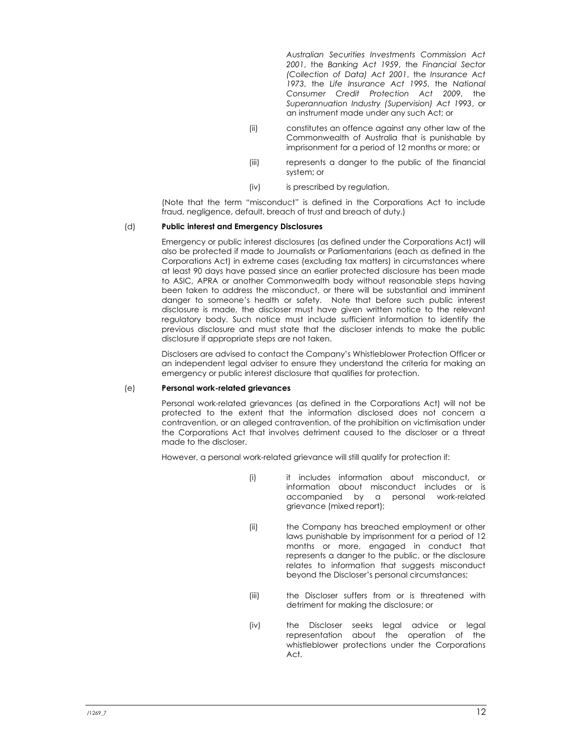*Australian Securities Investments Commission Act 2001*, the *Banking Act 1959*, the *Financial Sector (Collection of Data) Act 2001*, the *Insurance Act 1973*, the *Life Insurance Act 1995*, the *National Consumer Credit Protection Act 2009*, the *Superannuation Industry (Supervision) Act 1993*, or an instrument made under any such Act; or

(ii) constitutes an offence against any other law of the Commonwealth of Australia that is punishable by imprisonment for a period of 12 months or more; or

(iii) represents a danger to the public of the financial system; or

(iv) is prescribed by regulation.

(Note that the term "misconduct" is defined in the Corporations Act to include fraud, negligence, default, breach of trust and breach of duty.)

(d) **Public interest and Emergency Disclosures**

Emergency or public interest disclosures (as defined under the Corporations Act) will also be protected if made to Journalists or Parliamentarians (each as defined in the Corporations Act) in extreme cases (excluding tax matters) in circumstances where at least 90 days have passed since an earlier protected disclosure has been made to ASIC, APRA or another Commonwealth body without reasonable steps having been taken to address the misconduct, or there will be substantial and imminent danger to someone's health or safety. Note that before such public interest disclosure is made, the discloser must have given written notice to the relevant regulatory body. Such notice must include sufficient information to identify the previous disclosure and must state that the discloser intends to make the public disclosure if appropriate steps are not taken.

Disclosers are advised to contact the Company's Whistleblower Protection Officer or an independent legal adviser to ensure they understand the criteria for making an emergency or public interest disclosure that qualifies for protection.

(e) **Personal work-related grievances**

Personal work-related grievances (as defined in the Corporations Act) will not be protected to the extent that the information disclosed does not concern a contravention, or an alleged contravention, of the prohibition on victimisation under the Corporations Act that involves detriment caused to the discloser or a threat made to the discloser.

However, a personal work-related grievance will still qualify for protection if:

(i) it includes information about misconduct, or information about misconduct includes or is accompanied by a personal work-related grievance (mixed report);

(ii) the Company has breached employment or other laws punishable by imprisonment for a period of 12 months or more, engaged in conduct that represents a danger to the public, or the disclosure relates to information that suggests misconduct beyond the Discloser's personal circumstances;

(iii) the Discloser suffers from or is threatened with detriment for making the disclosure; or

(iv) the Discloser seeks legal advice or legal representation about the operation of the whistleblower protections under the Corporations Act.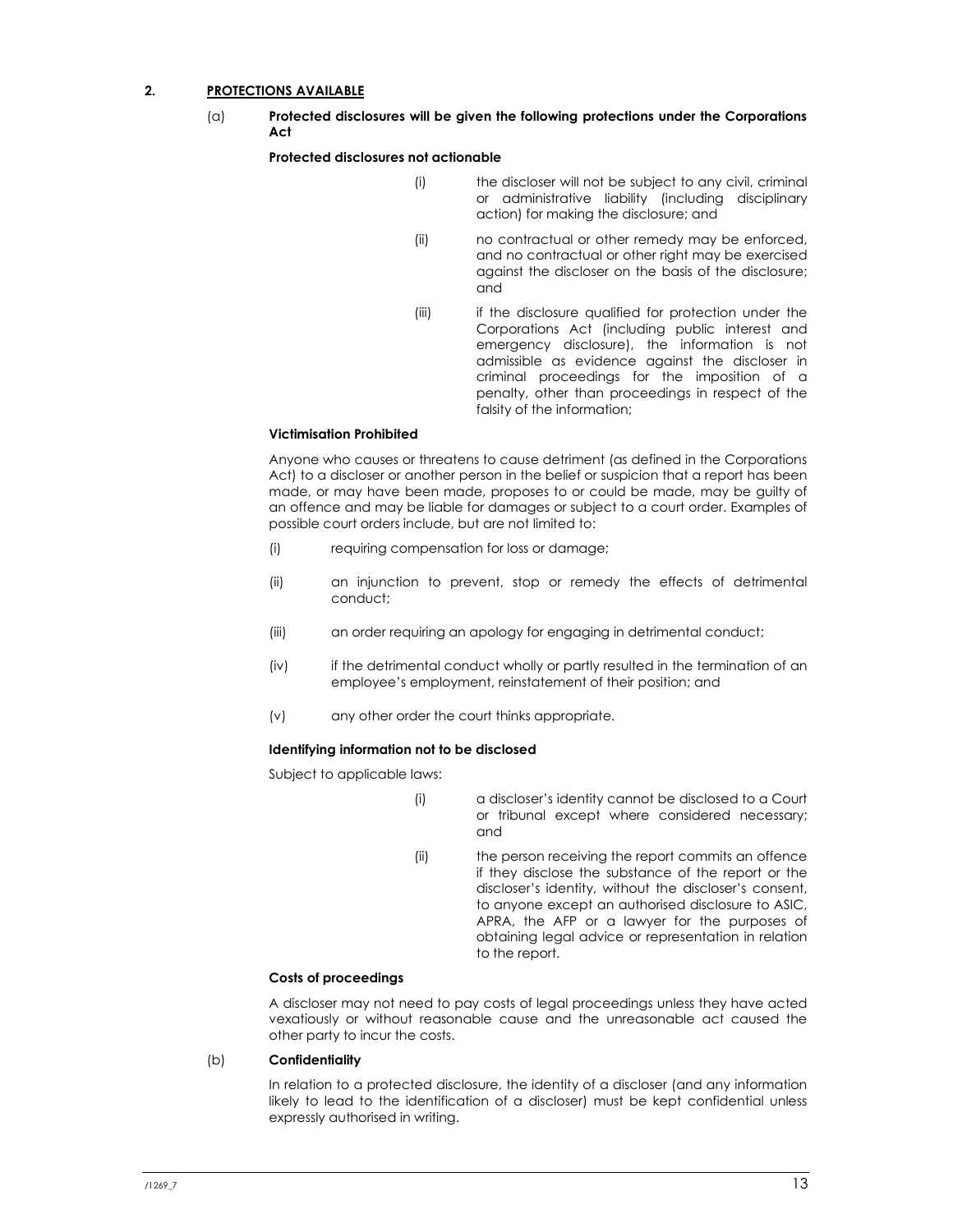## 2. PROTECTIONS AVAILABLE

### (a) Protected disclosures will be given the following protections under the Corporations Act

**Protected disclosures not actionable**

(i) the discloser will not be subject to any civil, criminal or administrative liability (including disciplinary action) for making the disclosure; and

(ii) no contractual or other remedy may be enforced, and no contractual or other right may be exercised against the discloser on the basis of the disclosure; and

(iii) if the disclosure qualified for protection under the Corporations Act (including public interest and emergency disclosure), the information is not admissible as evidence against the discloser in criminal proceedings for the imposition of a penalty, other than proceedings in respect of the falsity of the information;

**Victimisation Prohibited**

Anyone who causes or threatens to cause detriment (as defined in the Corporations Act) to a discloser or another person in the belief or suspicion that a report has been made, or may have been made, proposes to or could be made, may be guilty of an offence and may be liable for damages or subject to a court order. Examples of possible court orders include, but are not limited to:

(i) requiring compensation for loss or damage;

(ii) an injunction to prevent, stop or remedy the effects of detrimental conduct;

(iii) an order requiring an apology for engaging in detrimental conduct;

(iv) if the detrimental conduct wholly or partly resulted in the termination of an employee's employment, reinstatement of their position; and

(v) any other order the court thinks appropriate.

**Identifying information not to be disclosed**

Subject to applicable laws:

(i) a discloser's identity cannot be disclosed to a Court or tribunal except where considered necessary; and

(ii) the person receiving the report commits an offence if they disclose the substance of the report or the discloser's identity, without the discloser's consent, to anyone except an authorised disclosure to ASIC, APRA, the AFP or a lawyer for the purposes of obtaining legal advice or representation in relation to the report.

**Costs of proceedings**

A discloser may not need to pay costs of legal proceedings unless they have acted vexatiously or without reasonable cause and the unreasonable act caused the other party to incur the costs.

### (b) Confidentiality

In relation to a protected disclosure, the identity of a discloser (and any information likely to lead to the identification of a discloser) must be kept confidential unless expressly authorised in writing.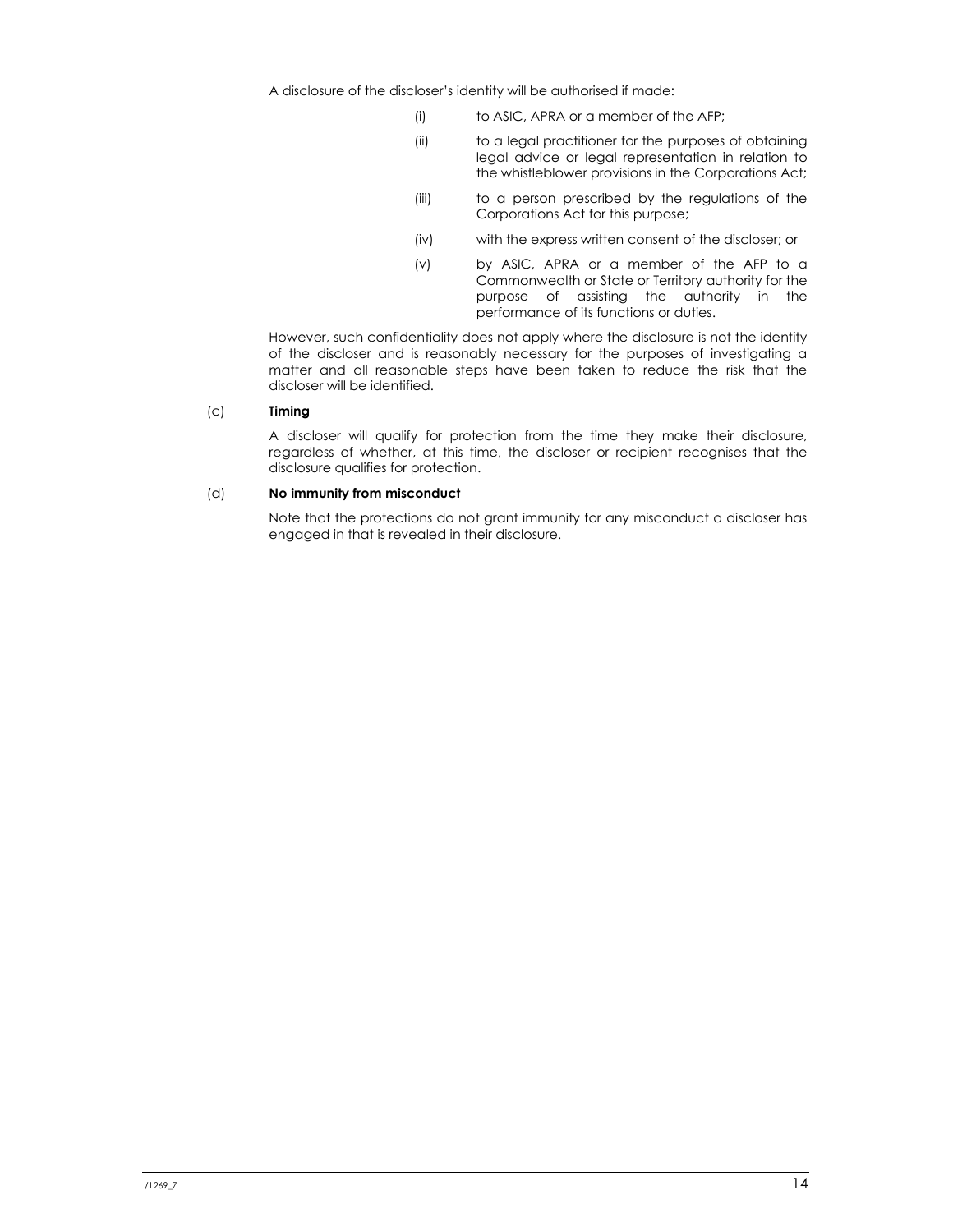A disclosure of the discloser's identity will be authorised if made:

(i) to ASIC, APRA or a member of the AFP;

(ii) to a legal practitioner for the purposes of obtaining legal advice or legal representation in relation to the whistleblower provisions in the Corporations Act;

(iii) to a person prescribed by the regulations of the Corporations Act for this purpose;

(iv) with the express written consent of the discloser; or

(v) by ASIC, APRA or a member of the AFP to a Commonwealth or State or Territory authority for the purpose of assisting the authority in the performance of its functions or duties.

However, such confidentiality does not apply where the disclosure is not the identity of the discloser and is reasonably necessary for the purposes of investigating a matter and all reasonable steps have been taken to reduce the risk that the discloser will be identified.

(c) **Timing**

A discloser will qualify for protection from the time they make their disclosure, regardless of whether, at this time, the discloser or recipient recognises that the disclosure qualifies for protection.

(d) **No immunity from misconduct**

Note that the protections do not grant immunity for any misconduct a discloser has engaged in that is revealed in their disclosure.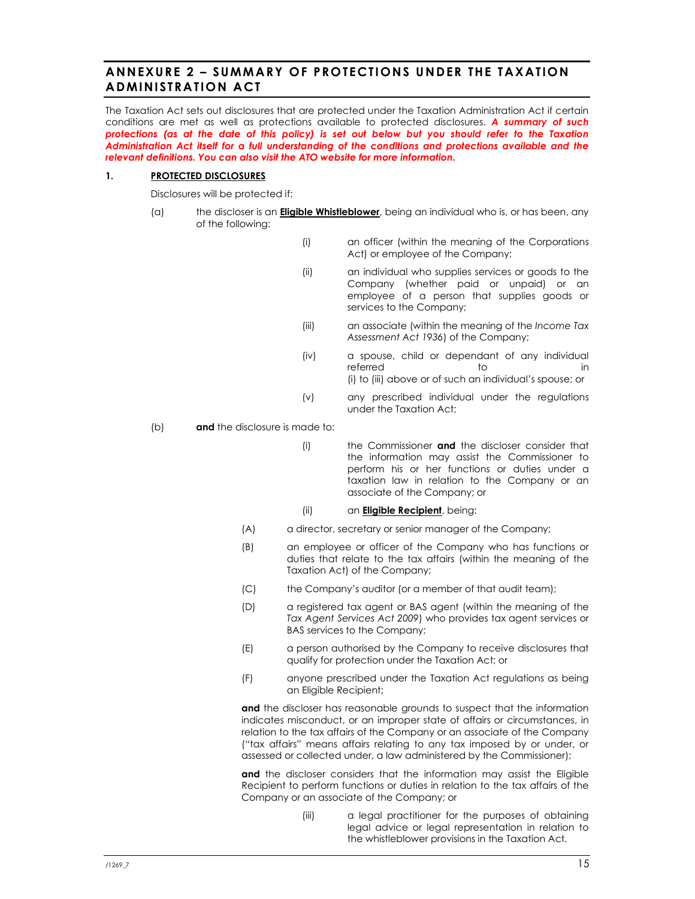## ANNEXURE 2 – SUMMARY OF PROTECTIONS UNDER THE TAXATION ADMINISTRATION ACT

The Taxation Act sets out disclosures that are protected under the Taxation Administration Act if certain conditions are met as well as protections available to protected disclosures. ***A summary of such protections (as at the date of this policy) is set out below but you should refer to the Taxation Administration Act itself for a full understanding of the conditions and protections available and the relevant definitions. You can also visit the ATO website for more information.***

**1. PROTECTED DISCLOSURES**

Disclosures will be protected if:

(a) the discloser is an **Eligible Whistleblower**, being an individual who is, or has been, any of the following:

(i) an officer (within the meaning of the Corporations Act) or employee of the Company;

(ii) an individual who supplies services or goods to the Company (whether paid or unpaid) or an employee of a person that supplies goods or services to the Company;

(iii) an associate (within the meaning of the *Income Tax Assessment Act 1936*) of the Company;

(iv) a spouse, child or dependant of any individual referred to in (i) to (iii) above or of such an individual's spouse; or

(v) any prescribed individual under the regulations under the Taxation Act;

(b) **and** the disclosure is made to:

(i) the Commissioner **and** the discloser consider that the information may assist the Commissioner to perform his or her functions or duties under a taxation law in relation to the Company or an associate of the Company; or

(ii) an **Eligible Recipient**, being:

(A) a director, secretary or senior manager of the Company;

(B) an employee or officer of the Company who has functions or duties that relate to the tax affairs (within the meaning of the Taxation Act) of the Company;

(C) the Company's auditor (or a member of that audit team);

(D) a registered tax agent or BAS agent (within the meaning of the *Tax Agent Services Act 2009*) who provides tax agent services or BAS services to the Company;

(E) a person authorised by the Company to receive disclosures that qualify for protection under the Taxation Act; or

(F) anyone prescribed under the Taxation Act regulations as being an Eligible Recipient;

**and** the discloser has reasonable grounds to suspect that the information indicates misconduct, or an improper state of affairs or circumstances, in relation to the tax affairs of the Company or an associate of the Company ("tax affairs" means affairs relating to any tax imposed by or under, or assessed or collected under, a law administered by the Commissioner);

**and** the discloser considers that the information may assist the Eligible Recipient to perform functions or duties in relation to the tax affairs of the Company or an associate of the Company; or

(iii) a legal practitioner for the purposes of obtaining legal advice or legal representation in relation to the whistleblower provisions in the Taxation Act.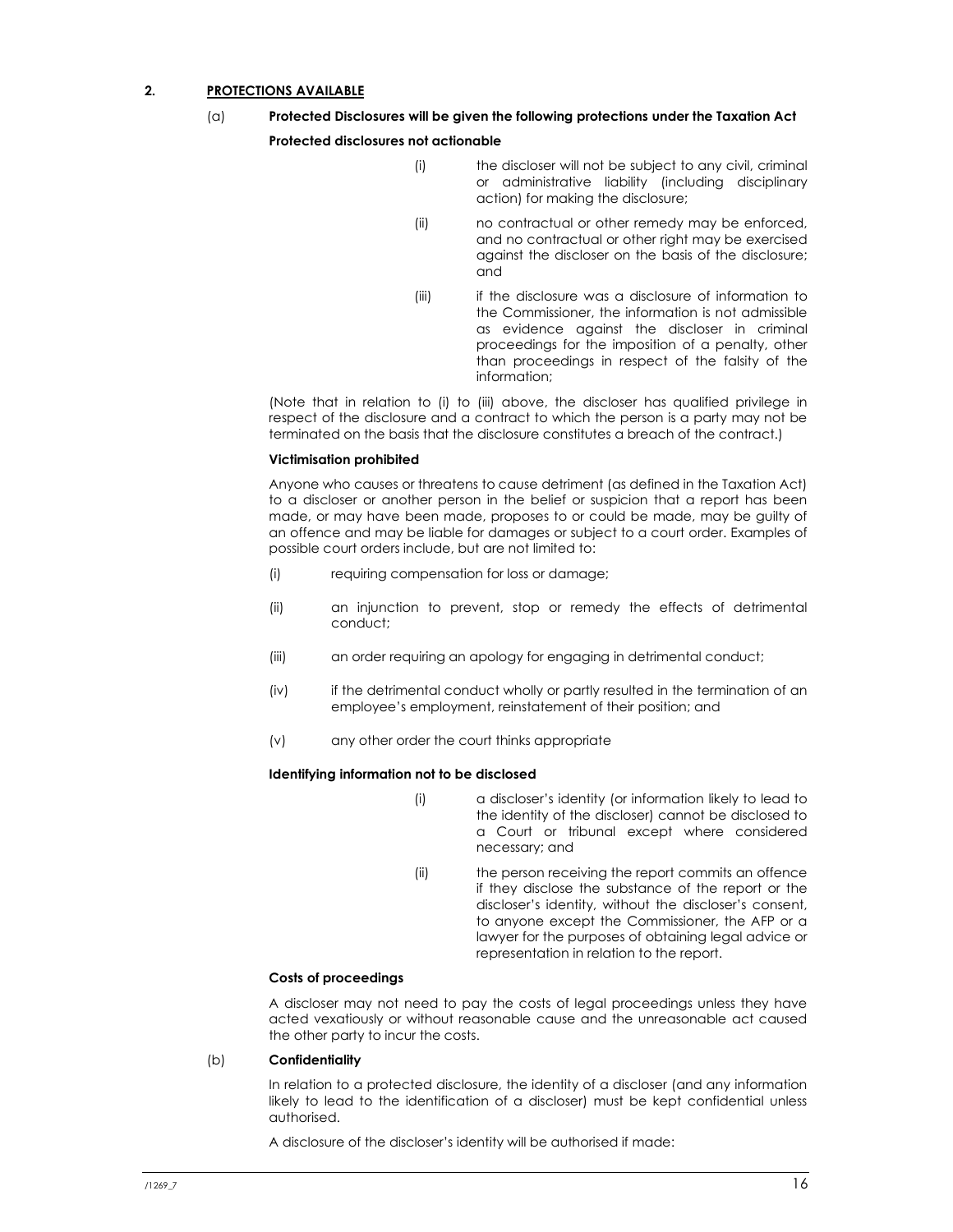## 2. PROTECTIONS AVAILABLE

### (a) Protected Disclosures will be given the following protections under the Taxation Act

**Protected disclosures not actionable**

(i) the discloser will not be subject to any civil, criminal or administrative liability (including disciplinary action) for making the disclosure;

(ii) no contractual or other remedy may be enforced, and no contractual or other right may be exercised against the discloser on the basis of the disclosure; and

(iii) if the disclosure was a disclosure of information to the Commissioner, the information is not admissible as evidence against the discloser in criminal proceedings for the imposition of a penalty, other than proceedings in respect of the falsity of the information;

(Note that in relation to (i) to (iii) above, the discloser has qualified privilege in respect of the disclosure and a contract to which the person is a party may not be terminated on the basis that the disclosure constitutes a breach of the contract.)

**Victimisation prohibited**

Anyone who causes or threatens to cause detriment (as defined in the Taxation Act) to a discloser or another person in the belief or suspicion that a report has been made, or may have been made, proposes to or could be made, may be guilty of an offence and may be liable for damages or subject to a court order. Examples of possible court orders include, but are not limited to:

(i) requiring compensation for loss or damage;

(ii) an injunction to prevent, stop or remedy the effects of detrimental conduct;

(iii) an order requiring an apology for engaging in detrimental conduct;

(iv) if the detrimental conduct wholly or partly resulted in the termination of an employee's employment, reinstatement of their position; and

(v) any other order the court thinks appropriate

**Identifying information not to be disclosed**

(i) a discloser's identity (or information likely to lead to the identity of the discloser) cannot be disclosed to a Court or tribunal except where considered necessary; and

(ii) the person receiving the report commits an offence if they disclose the substance of the report or the discloser's identity, without the discloser's consent, to anyone except the Commissioner, the AFP or a lawyer for the purposes of obtaining legal advice or representation in relation to the report.

**Costs of proceedings**

A discloser may not need to pay the costs of legal proceedings unless they have acted vexatiously or without reasonable cause and the unreasonable act caused the other party to incur the costs.

### (b) Confidentiality

In relation to a protected disclosure, the identity of a discloser (and any information likely to lead to the identification of a discloser) must be kept confidential unless authorised.

A disclosure of the discloser's identity will be authorised if made: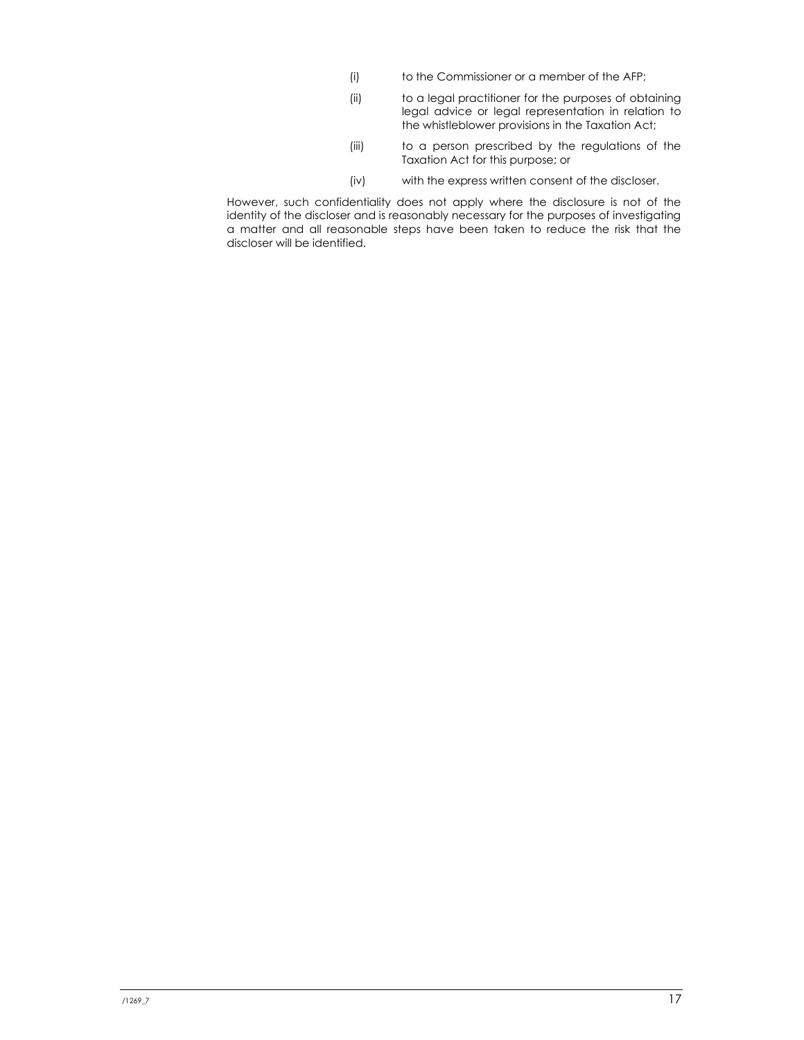(i) to the Commissioner or a member of the AFP;

(ii) to a legal practitioner for the purposes of obtaining legal advice or legal representation in relation to the whistleblower provisions in the Taxation Act;

(iii) to a person prescribed by the regulations of the Taxation Act for this purpose; or

(iv) with the express written consent of the discloser.

However, such confidentiality does not apply where the disclosure is not of the identity of the discloser and is reasonably necessary for the purposes of investigating a matter and all reasonable steps have been taken to reduce the risk that the discloser will be identified.